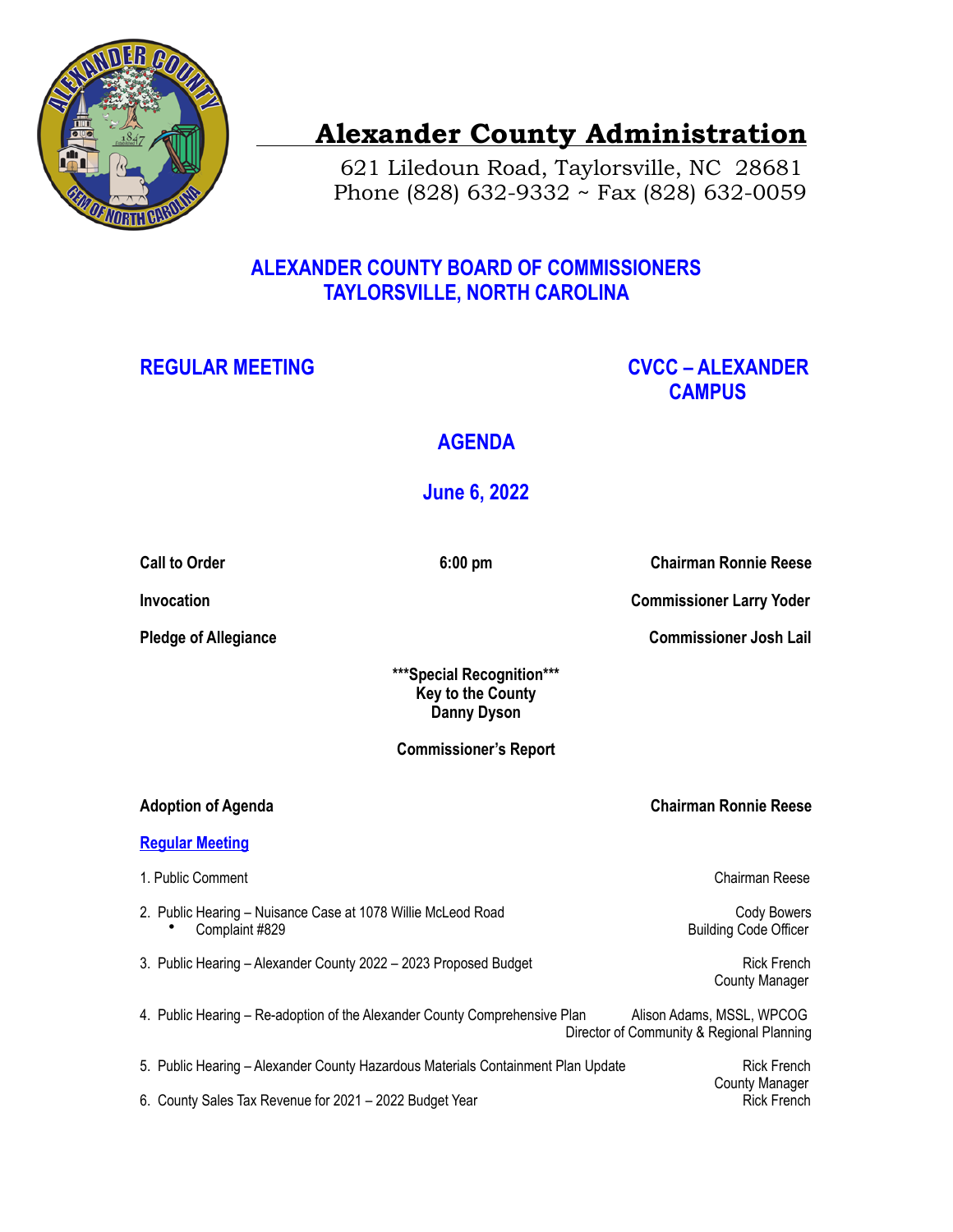# Alexander County Administration

621 Liledoun Road, Taylorsville, NC 28681
Phone (828) 632-9332 ~ Fax (828) 632-0059

## ALEXANDER COUNTY BOARD OF COMMISSIONERS
## TAYLORSVILLE, NORTH CAROLINA

**REGULAR MEETING** — **CVCC – ALEXANDER CAMPUS**

## AGENDA

## June 6, 2022

**Call to Order** — **6:00 pm** — **Chairman Ronnie Reese**

**Invocation** — **Commissioner Larry Yoder**

**Pledge of Allegiance** — **Commissioner Josh Lail**

**\*\*\*Special Recognition\*\*\***
**Key to the County**
**Danny Dyson**

**Commissioner's Report**

**Adoption of Agenda** — **Chairman Ronnie Reese**

**Regular Meeting**

1. Public Comment — Chairman Reese
2. Public Hearing – Nuisance Case at 1078 Willie McLeod Road — Cody Bowers, Building Code Officer
   - Complaint #829
3. Public Hearing – Alexander County 2022 – 2023 Proposed Budget — Rick French, County Manager
4. Public Hearing – Re-adoption of the Alexander County Comprehensive Plan — Alison Adams, MSSL, WPCOG, Director of Community & Regional Planning
5. Public Hearing – Alexander County Hazardous Materials Containment Plan Update — Rick French, County Manager
6. County Sales Tax Revenue for 2021 – 2022 Budget Year — Rick French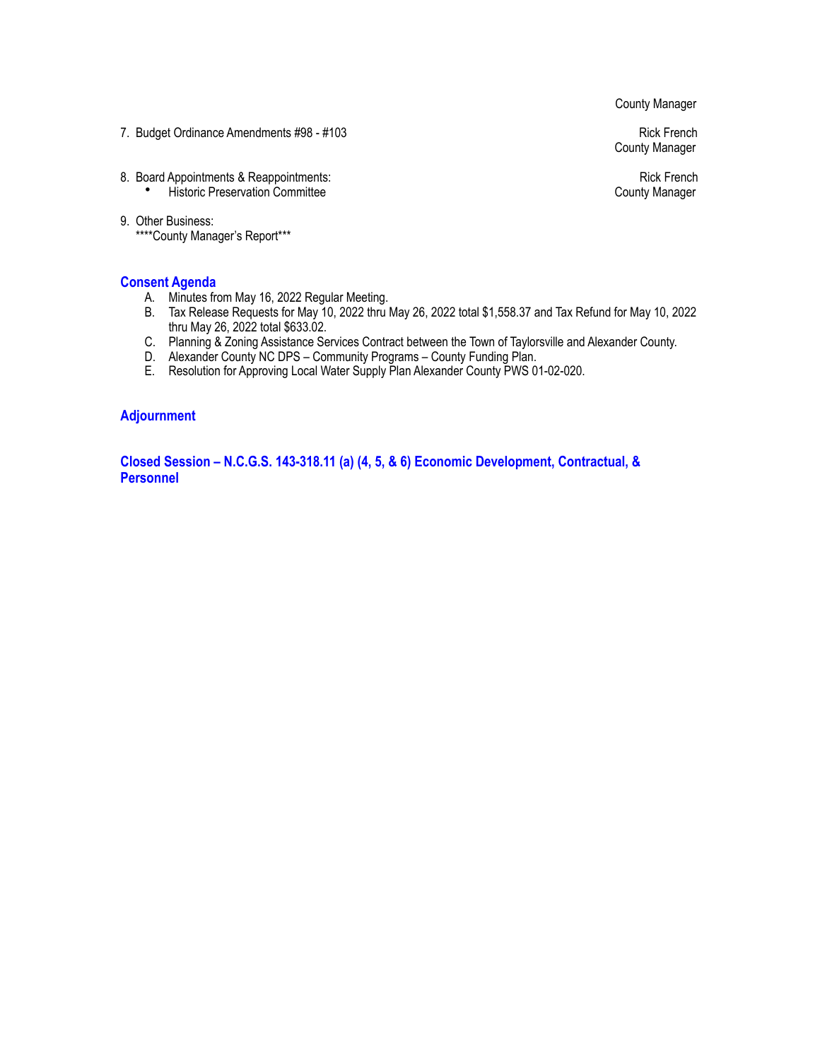County Manager

7. Budget Ordinance Amendments #98 - #103 — Rick French, County Manager

8. Board Appointments & Reappointments: — Rick French, County Manager
   - Historic Preservation Committee

9. Other Business:
   ****County Manager's Report***

## Consent Agenda

A. Minutes from May 16, 2022 Regular Meeting.
B. Tax Release Requests for May 10, 2022 thru May 26, 2022 total $1,558.37 and Tax Refund for May 10, 2022 thru May 26, 2022 total $633.02.
C. Planning & Zoning Assistance Services Contract between the Town of Taylorsville and Alexander County.
D. Alexander County NC DPS – Community Programs – County Funding Plan.
E. Resolution for Approving Local Water Supply Plan Alexander County PWS 01-02-020.

## Adjournment

## Closed Session – N.C.G.S. 143-318.11 (a) (4, 5, & 6) Economic Development, Contractual, & Personnel